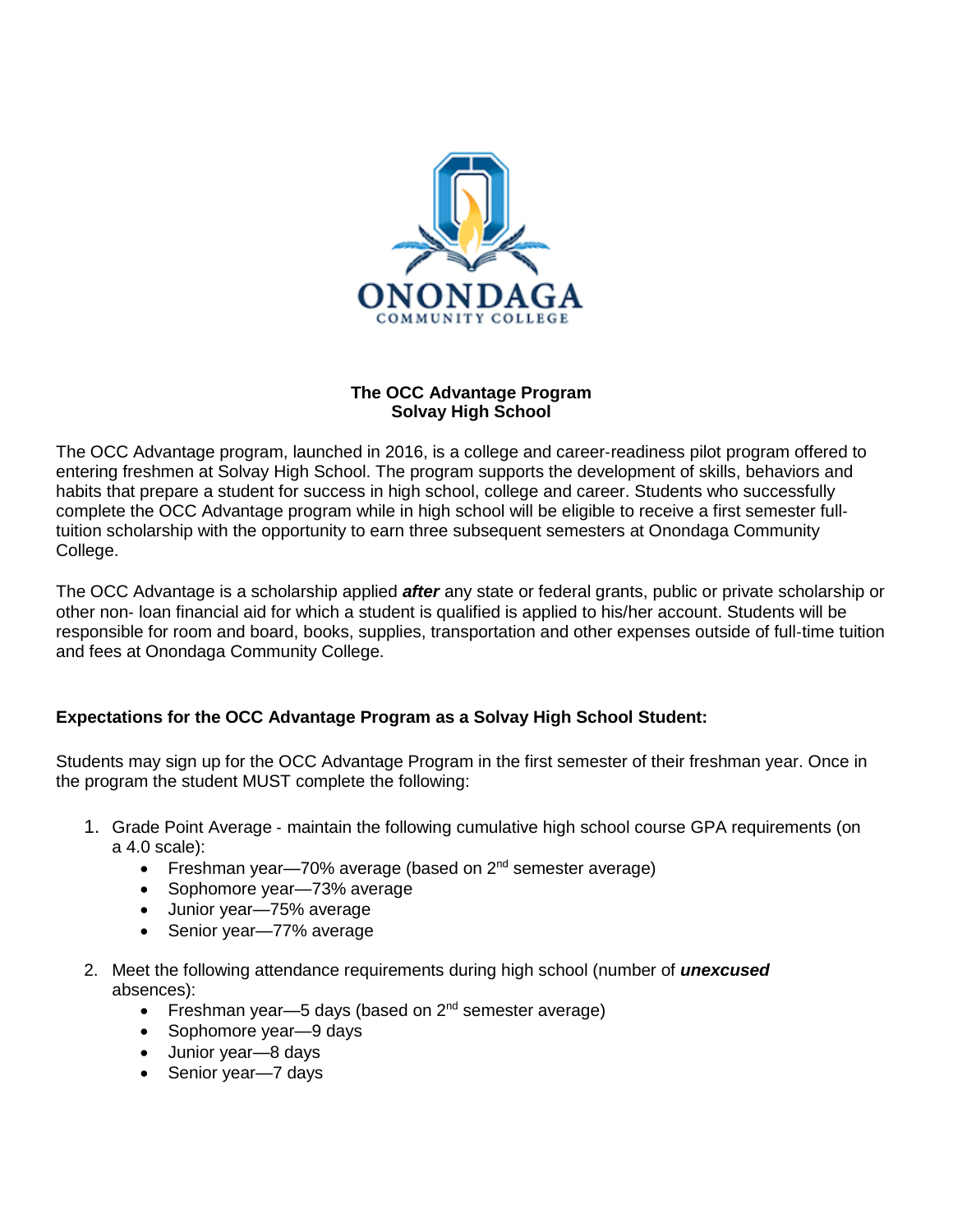ONONDAGA
COMMUNITY COLLEGE

**The OCC Advantage Program**
**Solvay High School**

The OCC Advantage program, launched in 2016, is a college and career-readiness pilot program offered to entering freshmen at Solvay High School. The program supports the development of skills, behaviors and habits that prepare a student for success in high school, college and career. Students who successfully complete the OCC Advantage program while in high school will be eligible to receive a first semester full-tuition scholarship with the opportunity to earn three subsequent semesters at Onondaga Community College.

The OCC Advantage is a scholarship applied ***after*** any state or federal grants, public or private scholarship or other non- loan financial aid for which a student is qualified is applied to his/her account. Students will be responsible for room and board, books, supplies, transportation and other expenses outside of full-time tuition and fees at Onondaga Community College.

**Expectations for the OCC Advantage Program as a Solvay High School Student:**

Students may sign up for the OCC Advantage Program in the first semester of their freshman year. Once in the program the student MUST complete the following:

1. Grade Point Average - maintain the following cumulative high school course GPA requirements (on a 4.0 scale):
   - Freshman year—70% average (based on 2nd semester average)
   - Sophomore year—73% average
   - Junior year—75% average
   - Senior year—77% average
2. Meet the following attendance requirements during high school (number of ***unexcused*** absences):
   - Freshman year—5 days (based on 2nd semester average)
   - Sophomore year—9 days
   - Junior year—8 days
   - Senior year—7 days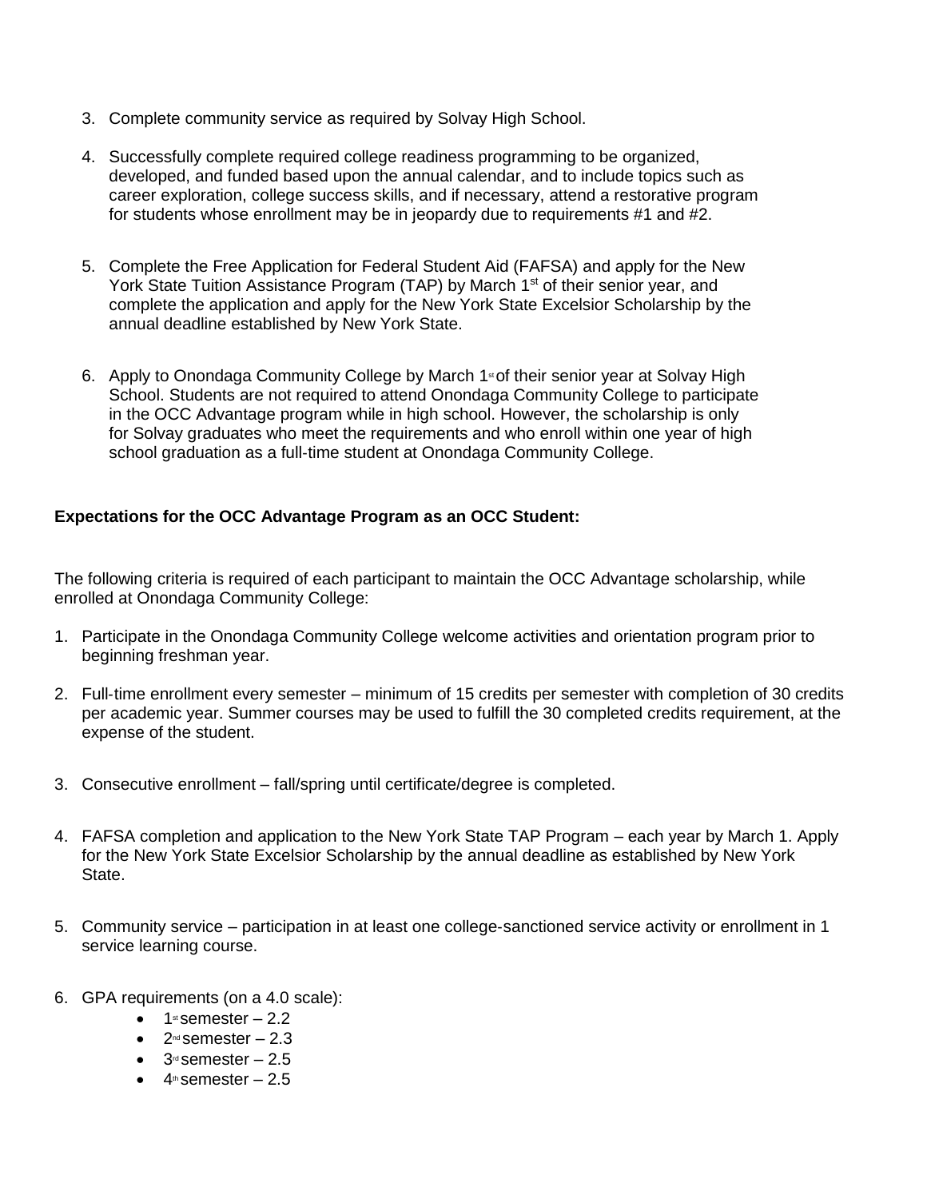3. Complete community service as required by Solvay High School.

4. Successfully complete required college readiness programming to be organized, developed, and funded based upon the annual calendar, and to include topics such as career exploration, college success skills, and if necessary, attend a restorative program for students whose enrollment may be in jeopardy due to requirements #1 and #2.

5. Complete the Free Application for Federal Student Aid (FAFSA) and apply for the New York State Tuition Assistance Program (TAP) by March 1st of their senior year, and complete the application and apply for the New York State Excelsior Scholarship by the annual deadline established by New York State.

6. Apply to Onondaga Community College by March 1st of their senior year at Solvay High School. Students are not required to attend Onondaga Community College to participate in the OCC Advantage program while in high school. However, the scholarship is only for Solvay graduates who meet the requirements and who enroll within one year of high school graduation as a full-time student at Onondaga Community College.

**Expectations for the OCC Advantage Program as an OCC Student:**

The following criteria is required of each participant to maintain the OCC Advantage scholarship, while enrolled at Onondaga Community College:

1. Participate in the Onondaga Community College welcome activities and orientation program prior to beginning freshman year.

2. Full-time enrollment every semester – minimum of 15 credits per semester with completion of 30 credits per academic year. Summer courses may be used to fulfill the 30 completed credits requirement, at the expense of the student.

3. Consecutive enrollment – fall/spring until certificate/degree is completed.

4. FAFSA completion and application to the New York State TAP Program – each year by March 1. Apply for the New York State Excelsior Scholarship by the annual deadline as established by New York State.

5. Community service – participation in at least one college-sanctioned service activity or enrollment in 1 service learning course.

6. GPA requirements (on a 4.0 scale):
   - 1st semester – 2.2
   - 2nd semester – 2.3
   - 3rd semester – 2.5
   - 4th semester – 2.5